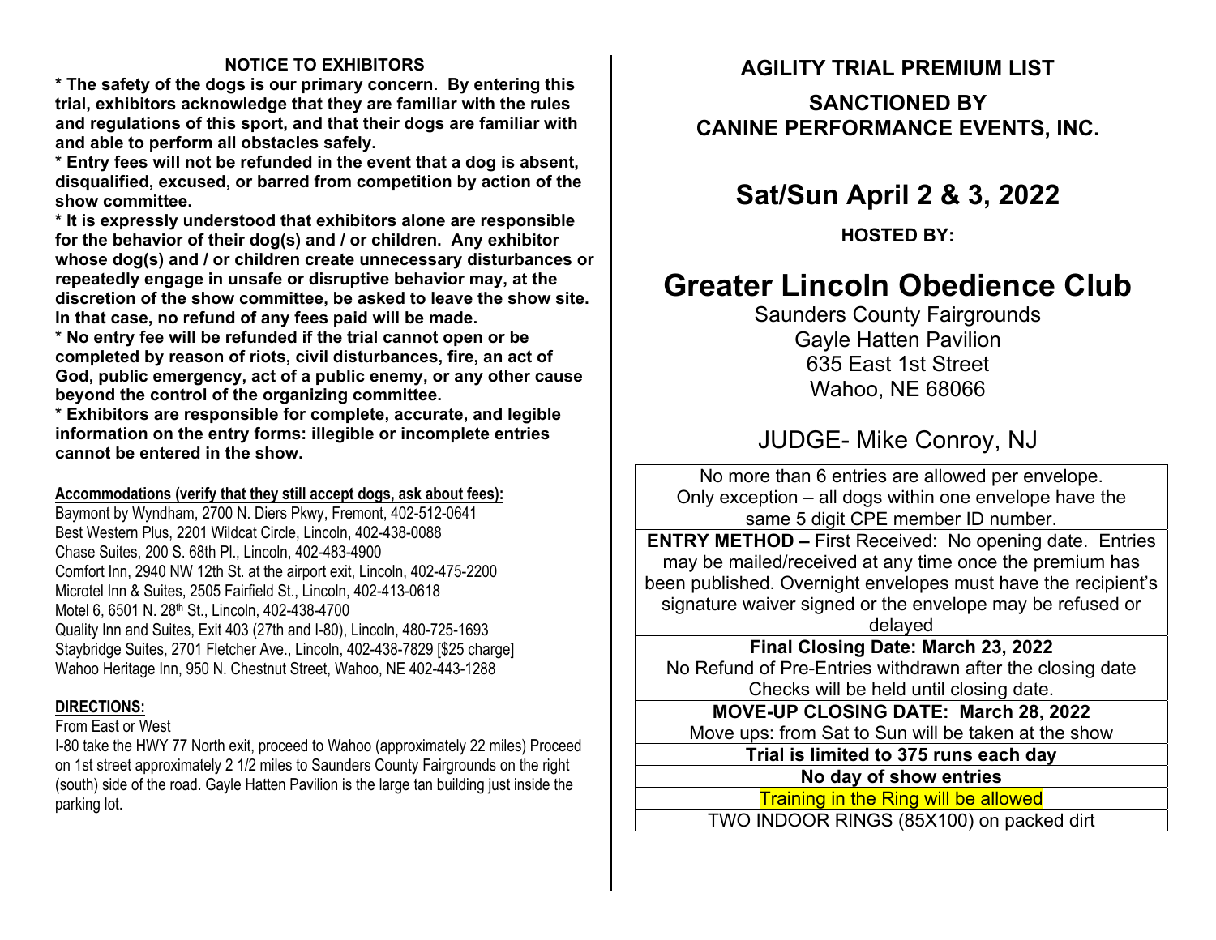## NOTICE TO EXHIBITORS

**\* The safety of the dogs is our primary concern. By entering this trial, exhibitors acknowledge that they are familiar with the rules and regulations of this sport, and that their dogs are familiar with and able to perform all obstacles safely.**

**\* Entry fees will not be refunded in the event that a dog is absent, disqualified, excused, or barred from competition by action of the show committee.**

**\* It is expressly understood that exhibitors alone are responsible for the behavior of their dog(s) and / or children. Any exhibitor whose dog(s) and / or children create unnecessary disturbances or repeatedly engage in unsafe or disruptive behavior may, at the discretion of the show committee, be asked to leave the show site. In that case, no refund of any fees paid will be made.**

**\* No entry fee will be refunded if the trial cannot open or be completed by reason of riots, civil disturbances, fire, an act of God, public emergency, act of a public enemy, or any other cause beyond the control of the organizing committee.**

**\* Exhibitors are responsible for complete, accurate, and legible information on the entry forms: illegible or incomplete entries cannot be entered in the show.**

**Accommodations (verify that they still accept dogs, ask about fees):**

Baymont by Wyndham, 2700 N. Diers Pkwy, Fremont, 402-512-0641
Best Western Plus, 2201 Wildcat Circle, Lincoln, 402-438-0088
Chase Suites, 200 S. 68th Pl., Lincoln, 402-483-4900
Comfort Inn, 2940 NW 12th St. at the airport exit, Lincoln, 402-475-2200
Microtel Inn & Suites, 2505 Fairfield St., Lincoln, 402-413-0618
Motel 6, 6501 N. 28th St., Lincoln, 402-438-4700
Quality Inn and Suites, Exit 403 (27th and I-80), Lincoln, 480-725-1693
Staybridge Suites, 2701 Fletcher Ave., Lincoln, 402-438-7829 [$25 charge]
Wahoo Heritage Inn, 950 N. Chestnut Street, Wahoo, NE 402-443-1288

**DIRECTIONS:**

From East or West

I-80 take the HWY 77 North exit, proceed to Wahoo (approximately 22 miles) Proceed on 1st street approximately 2 1/2 miles to Saunders County Fairgrounds on the right (south) side of the road. Gayle Hatten Pavilion is the large tan building just inside the parking lot.

## AGILITY TRIAL PREMIUM LIST

## SANCTIONED BY CANINE PERFORMANCE EVENTS, INC.

# Sat/Sun April 2 & 3, 2022

**HOSTED BY:**

# Greater Lincoln Obedience Club

Saunders County Fairgrounds
Gayle Hatten Pavilion
635 East 1st Street
Wahoo, NE 68066

JUDGE- Mike Conroy, NJ

| |
|---|
| No more than 6 entries are allowed per envelope. Only exception – all dogs within one envelope have the same 5 digit CPE member ID number. |
| **ENTRY METHOD –** First Received: No opening date. Entries may be mailed/received at any time once the premium has been published. Overnight envelopes must have the recipient's signature waiver signed or the envelope may be refused or delayed |
| **Final Closing Date: March 23, 2022** No Refund of Pre-Entries withdrawn after the closing date Checks will be held until closing date. |
| **MOVE-UP CLOSING DATE: March 28, 2022** Move ups: from Sat to Sun will be taken at the show |
| **Trial is limited to 375 runs each day** |
| **No day of show entries** |
| Training in the Ring will be allowed |
| TWO INDOOR RINGS (85X100) on packed dirt |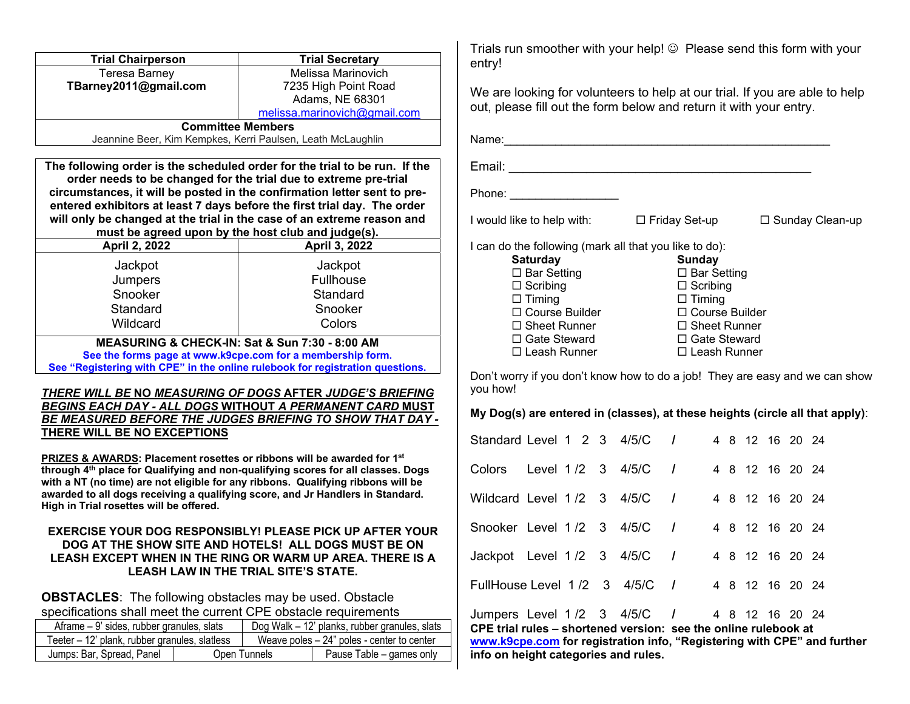| Trial Chairperson | Trial Secretary |
|---|---|
| Teresa Barney **TBarney2011@gmail.com** | Melissa Marinovich 7235 High Point Road Adams, NE 68301 melissa.marinovich@gmail.com |
| **Committee Members** Jeannine Beer, Kim Kempkes, Kerri Paulsen, Leath McLaughlin | |

**The following order is the scheduled order for the trial to be run. If the order needs to be changed for the trial due to extreme pre-trial circumstances, it will be posted in the confirmation letter sent to pre-entered exhibitors at least 7 days before the first trial day. The order will only be changed at the trial in the case of an extreme reason and must be agreed upon by the host club and judge(s).**

| April 2, 2022 | April 3, 2022 |
|---|---|
| Jackpot | Jackpot |
| Jumpers | Fullhouse |
| Snooker | Standard |
| Standard | Snooker |
| Wildcard | Colors |

**MEASURING & CHECK-IN: Sat & Sun 7:30 - 8:00 AM**

**See the forms page at www.k9cpe.com for a membership form.**

**See "Registering with CPE" in the online rulebook for registration questions.**

***THERE WILL BE* NO *MEASURING OF DOGS* AFTER *JUDGE'S BRIEFING BEGINS EACH DAY - ALL DOGS* WITHOUT *A PERMANENT CARD* MUST *BE MEASURED BEFORE THE JUDGES BRIEFING TO SHOW THAT DAY* - THERE WILL BE NO EXCEPTIONS**

**PRIZES & AWARDS: Placement rosettes or ribbons will be awarded for 1st through 4th place for Qualifying and non-qualifying scores for all classes. Dogs with a NT (no time) are not eligible for any ribbons. Qualifying ribbons will be awarded to all dogs receiving a qualifying score, and Jr Handlers in Standard. High in Trial rosettes will be offered.**

**EXERCISE YOUR DOG RESPONSIBLY! PLEASE PICK UP AFTER YOUR DOG AT THE SHOW SITE AND HOTELS! ALL DOGS MUST BE ON LEASH EXCEPT WHEN IN THE RING OR WARM UP AREA. THERE IS A LEASH LAW IN THE TRIAL SITE'S STATE.**

**OBSTACLES**: The following obstacles may be used. Obstacle specifications shall meet the current CPE obstacle requirements

| | | |
|---|---|---|
| Aframe – 9' sides, rubber granules, slats | Dog Walk – 12' planks, rubber granules, slats | |
| Teeter – 12' plank, rubber granules, slatless | Weave poles – 24" poles - center to center | |
| Jumps: Bar, Spread, Panel | Open Tunnels | Pause Table – games only |

Trials run smoother with your help! ☺ Please send this form with your entry!

We are looking for volunteers to help at our trial. If you are able to help out, please fill out the form below and return it with your entry.

Name:_______________________________________________

Email: _____________________________________________

Phone: ________________

I would like to help with: ☐ Friday Set-up ☐ Sunday Clean-up

I can do the following (mark all that you like to do):

| **Saturday** | **Sunday** |
|---|---|
| ☐ Bar Setting | ☐ Bar Setting |
| ☐ Scribing | ☐ Scribing |
| ☐ Timing | ☐ Timing |
| ☐ Course Builder | ☐ Course Builder |
| ☐ Sheet Runner | ☐ Sheet Runner |
| ☐ Gate Steward | ☐ Gate Steward |
| ☐ Leash Runner | ☐ Leash Runner |

Don't worry if you don't know how to do a job! They are easy and we can show you how!

**My Dog(s) are entered in (classes), at these heights (circle all that apply)**:

Standard Level 1 2 3 4/5/C / 4 8 12 16 20 24

Colors Level 1 /2 3 4/5/C / 4 8 12 16 20 24

Wildcard Level 1 /2 3 4/5/C / 4 8 12 16 20 24

Snooker Level 1 /2 3 4/5/C / 4 8 12 16 20 24

Jackpot Level 1 /2 3 4/5/C / 4 8 12 16 20 24

FullHouse Level 1 /2 3 4/5/C / 4 8 12 16 20 24

Jumpers Level 1 /2 3 4/5/C / 4 8 12 16 20 24

**CPE trial rules – shortened version: see the online rulebook at www.k9cpe.com for registration info, "Registering with CPE" and further info on height categories and rules.**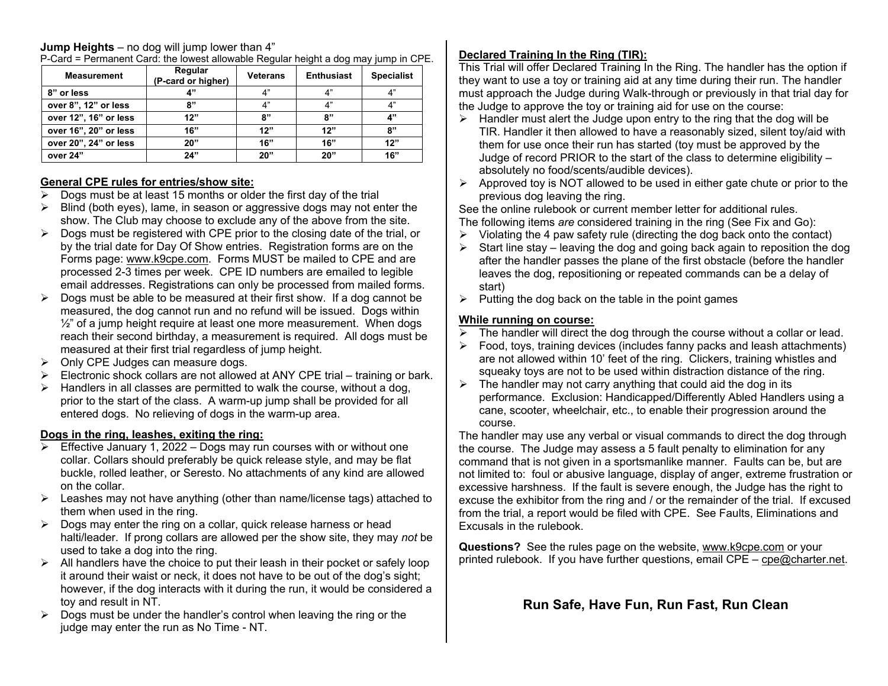**Jump Heights** – no dog will jump lower than 4"

P-Card = Permanent Card: the lowest allowable Regular height a dog may jump in CPE.

| Measurement | Regular (P-card or higher) | Veterans | Enthusiast | Specialist |
|---|---|---|---|---|
| **8" or less** | **4"** | 4" | 4" | 4" |
| **over 8", 12" or less** | **8"** | 4" | 4" | 4" |
| **over 12", 16" or less** | **12"** | **8"** | **8"** | **4"** |
| **over 16", 20" or less** | **16"** | **12"** | **12"** | **8"** |
| **over 20", 24" or less** | **20"** | **16"** | **16"** | **12"** |
| **over 24"** | **24"** | **20"** | **20"** | **16"** |

**General CPE rules for entries/show site:**

- Dogs must be at least 15 months or older the first day of the trial
- Blind (both eyes), lame, in season or aggressive dogs may not enter the show. The Club may choose to exclude any of the above from the site.
- Dogs must be registered with CPE prior to the closing date of the trial, or by the trial date for Day Of Show entries. Registration forms are on the Forms page: www.k9cpe.com. Forms MUST be mailed to CPE and are processed 2-3 times per week. CPE ID numbers are emailed to legible email addresses. Registrations can only be processed from mailed forms.
- Dogs must be able to be measured at their first show. If a dog cannot be measured, the dog cannot run and no refund will be issued. Dogs within ½" of a jump height require at least one more measurement. When dogs reach their second birthday, a measurement is required. All dogs must be measured at their first trial regardless of jump height.
- Only CPE Judges can measure dogs.
- Electronic shock collars are not allowed at ANY CPE trial – training or bark.
- Handlers in all classes are permitted to walk the course, without a dog, prior to the start of the class. A warm-up jump shall be provided for all entered dogs. No relieving of dogs in the warm-up area.

**Dogs in the ring, leashes, exiting the ring:**

- Effective January 1, 2022 – Dogs may run courses with or without one collar. Collars should preferably be quick release style, and may be flat buckle, rolled leather, or Seresto. No attachments of any kind are allowed on the collar.
- Leashes may not have anything (other than name/license tags) attached to them when used in the ring.
- Dogs may enter the ring on a collar, quick release harness or head halti/leader. If prong collars are allowed per the show site, they may *not* be used to take a dog into the ring.
- All handlers have the choice to put their leash in their pocket or safely loop it around their waist or neck, it does not have to be out of the dog's sight; however, if the dog interacts with it during the run, it would be considered a toy and result in NT.
- Dogs must be under the handler's control when leaving the ring or the judge may enter the run as No Time - NT.

**Declared Training In the Ring (TIR):**

This Trial will offer Declared Training In the Ring. The handler has the option if they want to use a toy or training aid at any time during their run. The handler must approach the Judge during Walk-through or previously in that trial day for the Judge to approve the toy or training aid for use on the course:

- Handler must alert the Judge upon entry to the ring that the dog will be TIR. Handler it then allowed to have a reasonably sized, silent toy/aid with them for use once their run has started (toy must be approved by the Judge of record PRIOR to the start of the class to determine eligibility – absolutely no food/scents/audible devices).
- Approved toy is NOT allowed to be used in either gate chute or prior to the previous dog leaving the ring.

See the online rulebook or current member letter for additional rules.

The following items *are* considered training in the ring (See Fix and Go):

- Violating the 4 paw safety rule (directing the dog back onto the contact)
- Start line stay – leaving the dog and going back again to reposition the dog after the handler passes the plane of the first obstacle (before the handler leaves the dog, repositioning or repeated commands can be a delay of start)
- Putting the dog back on the table in the point games

**While running on course:**

- The handler will direct the dog through the course without a collar or lead.
- Food, toys, training devices (includes fanny packs and leash attachments) are not allowed within 10' feet of the ring. Clickers, training whistles and squeaky toys are not to be used within distraction distance of the ring.
- The handler may not carry anything that could aid the dog in its performance. Exclusion: Handicapped/Differently Abled Handlers using a cane, scooter, wheelchair, etc., to enable their progression around the course.

The handler may use any verbal or visual commands to direct the dog through the course. The Judge may assess a 5 fault penalty to elimination for any command that is not given in a sportsmanlike manner. Faults can be, but are not limited to: foul or abusive language, display of anger, extreme frustration or excessive harshness. If the fault is severe enough, the Judge has the right to excuse the exhibitor from the ring and / or the remainder of the trial. If excused from the trial, a report would be filed with CPE. See Faults, Eliminations and Excusals in the rulebook.

**Questions?** See the rules page on the website, www.k9cpe.com or your printed rulebook. If you have further questions, email CPE – cpe@charter.net.

**Run Safe, Have Fun, Run Fast, Run Clean**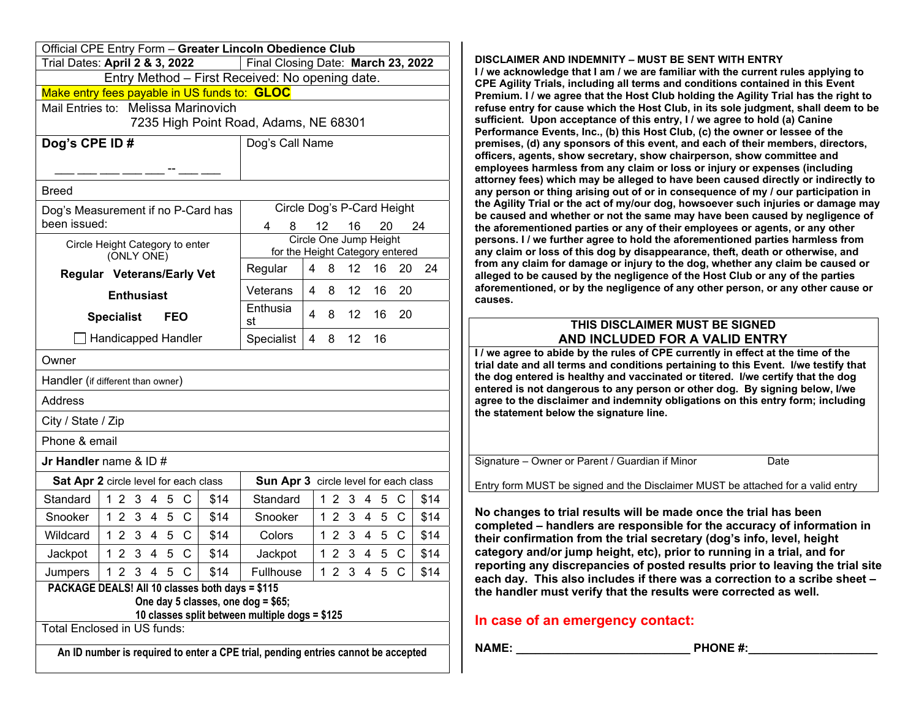Official CPE Entry Form – **Greater Lincoln Obedience Club**

Trial Dates: **April 2 & 3, 2022** | Final Closing Date: **March 23, 2022**

Entry Method – First Received: No opening date.

Make entry fees payable in US funds to: **GLOC**

Mail Entries to: Melissa Marinovich
7235 High Point Road, Adams, NE 68301

**Dog's CPE ID #** ___ ___ ___ ___ ___ -- ___ ___

Dog's Call Name

Breed

Dog's Measurement if no P-Card has been issued:

Circle Dog's P-Card Height: 4 8 12 16 20 24

Circle Height Category to enter (ONLY ONE)

**Regular** **Veterans/Early Vet**

**Enthusiast**

**Specialist** **FEO**

☐ Handicapped Handler

Circle One Jump Height for the Height Category entered

| | | | | | | |
|---|---|---|---|---|---|---|
| Regular | 4 | 8 | 12 | 16 | 20 | 24 |
| Veterans | 4 | 8 | 12 | 16 | 20 | |
| Enthusiast | 4 | 8 | 12 | 16 | 20 | |
| Specialist | 4 | 8 | 12 | 16 | | |

Owner

Handler (if different than owner)

Address

City / State / Zip

Phone & email

**Jr Handler** name & ID #

| **Sat Apr 2** circle level for each class | | | **Sun Apr 3** circle level for each class | | |
|---|---|---|---|---|---|
| Standard | 1 2 3 4 5 C | $14 | Standard | 1 2 3 4 5 C | $14 |
| Snooker | 1 2 3 4 5 C | $14 | Snooker | 1 2 3 4 5 C | $14 |
| Wildcard | 1 2 3 4 5 C | $14 | Colors | 1 2 3 4 5 C | $14 |
| Jackpot | 1 2 3 4 5 C | $14 | Jackpot | 1 2 3 4 5 C | $14 |
| Jumpers | 1 2 3 4 5 C | $14 | Fullhouse | 1 2 3 4 5 C | $14 |

**PACKAGE DEALS! All 10 classes both days = $115**
**One day 5 classes, one dog = $65;**
**10 classes split between multiple dogs = $125**

Total Enclosed in US funds:

**An ID number is required to enter a CPE trial, pending entries cannot be accepted**

**DISCLAIMER AND INDEMNITY – MUST BE SENT WITH ENTRY**

**I / we acknowledge that I am / we are familiar with the current rules applying to CPE Agility Trials, including all terms and conditions contained in this Event Premium. I / we agree that the Host Club holding the Agility Trial has the right to refuse entry for cause which the Host Club, in its sole judgment, shall deem to be sufficient. Upon acceptance of this entry, I / we agree to hold (a) Canine Performance Events, Inc., (b) this Host Club, (c) the owner or lessee of the premises, (d) any sponsors of this event, and each of their members, directors, officers, agents, show secretary, show chairperson, show committee and employees harmless from any claim or loss or injury or expenses (including attorney fees) which may be alleged to have been caused directly or indirectly to any person or thing arising out of or in consequence of my / our participation in the Agility Trial or the act of my/our dog, howsoever such injuries or damage may be caused and whether or not the same may have been caused by negligence of the aforementioned parties or any of their employees or agents, or any other persons. I / we further agree to hold the aforementioned parties harmless from any claim or loss of this dog by disappearance, theft, death or otherwise, and from any claim for damage or injury to the dog, whether any claim be caused or alleged to be caused by the negligence of the Host Club or any of the parties aforementioned, or by the negligence of any other person, or any other cause or causes.**

**THIS DISCLAIMER MUST BE SIGNED**
**AND INCLUDED FOR A VALID ENTRY**

**I / we agree to abide by the rules of CPE currently in effect at the time of the trial date and all terms and conditions pertaining to this Event. I/we testify that the dog entered is healthy and vaccinated or titered. I/we certify that the dog entered is not dangerous to any person or other dog. By signing below, I/we agree to the disclaimer and indemnity obligations on this entry form; including the statement below the signature line.**

Signature – Owner or Parent / Guardian if Minor Date

Entry form MUST be signed and the Disclaimer MUST be attached for a valid entry

**No changes to trial results will be made once the trial has been completed – handlers are responsible for the accuracy of information in their confirmation from the trial secretary (dog's info, level, height category and/or jump height, etc), prior to running in a trial, and for reporting any discrepancies of posted results prior to leaving the trial site each day. This also includes if there was a correction to a scribe sheet – the handler must verify that the results were corrected as well.**

**In case of an emergency contact:**

**NAME:** ___________________________ **PHONE #:**____________________